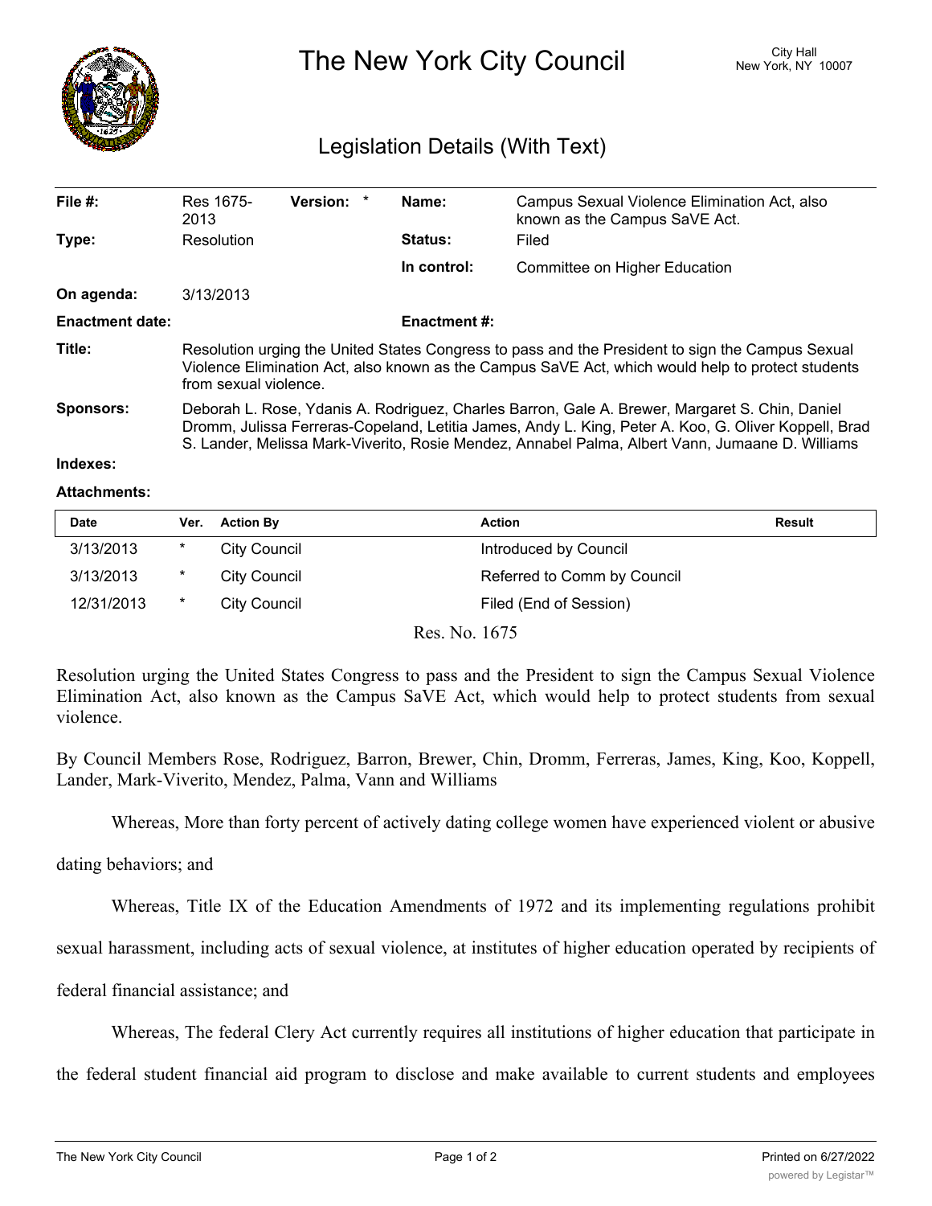# The New York City Council

City Hall
New York, NY 10007

## Legislation Details (With Text)

| | | | | | |
|---|---|---|---|---|---|
| **File #:** | Res 1675-2013 | **Version:** * | | **Name:** | Campus Sexual Violence Elimination Act, also known as the Campus SaVE Act. |
| **Type:** | Resolution | | | **Status:** | Filed |
| | | | | **In control:** | Committee on Higher Education |
| **On agenda:** | 3/13/2013 | | | | |
| **Enactment date:** | | | | **Enactment #:** | |

**Title:** Resolution urging the United States Congress to pass and the President to sign the Campus Sexual Violence Elimination Act, also known as the Campus SaVE Act, which would help to protect students from sexual violence.

**Sponsors:** Deborah L. Rose, Ydanis A. Rodriguez, Charles Barron, Gale A. Brewer, Margaret S. Chin, Daniel Dromm, Julissa Ferreras-Copeland, Letitia James, Andy L. King, Peter A. Koo, G. Oliver Koppell, Brad S. Lander, Melissa Mark-Viverito, Rosie Mendez, Annabel Palma, Albert Vann, Jumaane D. Williams

**Indexes:**

**Attachments:**

| Date | Ver. | Action By | Action | Result |
|---|---|---|---|---|
| 3/13/2013 | * | City Council | Introduced by Council | |
| 3/13/2013 | * | City Council | Referred to Comm by Council | |
| 12/31/2013 | * | City Council | Filed (End of Session) | |

Res. No. 1675

Resolution urging the United States Congress to pass and the President to sign the Campus Sexual Violence Elimination Act, also known as the Campus SaVE Act, which would help to protect students from sexual violence.

By Council Members Rose, Rodriguez, Barron, Brewer, Chin, Dromm, Ferreras, James, King, Koo, Koppell, Lander, Mark-Viverito, Mendez, Palma, Vann and Williams

Whereas, More than forty percent of actively dating college women have experienced violent or abusive dating behaviors; and

Whereas, Title IX of the Education Amendments of 1972 and its implementing regulations prohibit sexual harassment, including acts of sexual violence, at institutes of higher education operated by recipients of federal financial assistance; and

Whereas, The federal Clery Act currently requires all institutions of higher education that participate in the federal student financial aid program to disclose and make available to current students and employees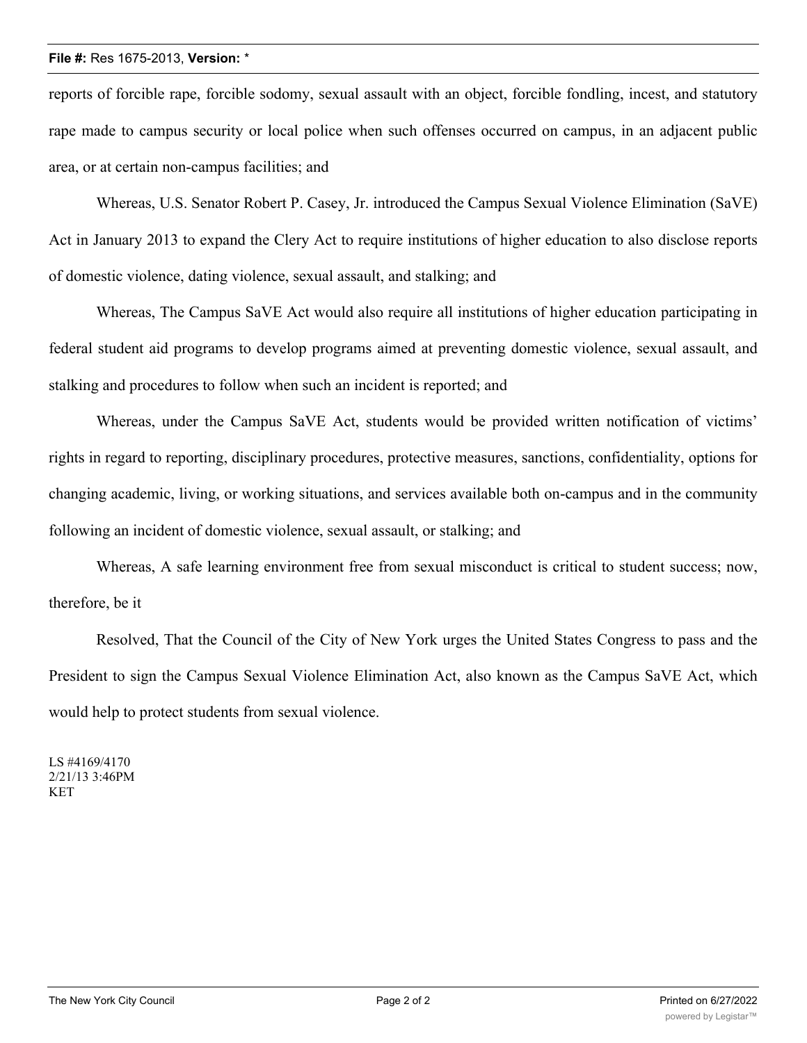reports of forcible rape, forcible sodomy, sexual assault with an object, forcible fondling, incest, and statutory rape made to campus security or local police when such offenses occurred on campus, in an adjacent public area, or at certain non-campus facilities; and

Whereas, U.S. Senator Robert P. Casey, Jr. introduced the Campus Sexual Violence Elimination (SaVE) Act in January 2013 to expand the Clery Act to require institutions of higher education to also disclose reports of domestic violence, dating violence, sexual assault, and stalking; and

Whereas, The Campus SaVE Act would also require all institutions of higher education participating in federal student aid programs to develop programs aimed at preventing domestic violence, sexual assault, and stalking and procedures to follow when such an incident is reported; and

Whereas, under the Campus SaVE Act, students would be provided written notification of victims' rights in regard to reporting, disciplinary procedures, protective measures, sanctions, confidentiality, options for changing academic, living, or working situations, and services available both on-campus and in the community following an incident of domestic violence, sexual assault, or stalking; and

Whereas, A safe learning environment free from sexual misconduct is critical to student success; now, therefore, be it

Resolved, That the Council of the City of New York urges the United States Congress to pass and the President to sign the Campus Sexual Violence Elimination Act, also known as the Campus SaVE Act, which would help to protect students from sexual violence.

LS #4169/4170
2/21/13 3:46PM
KET